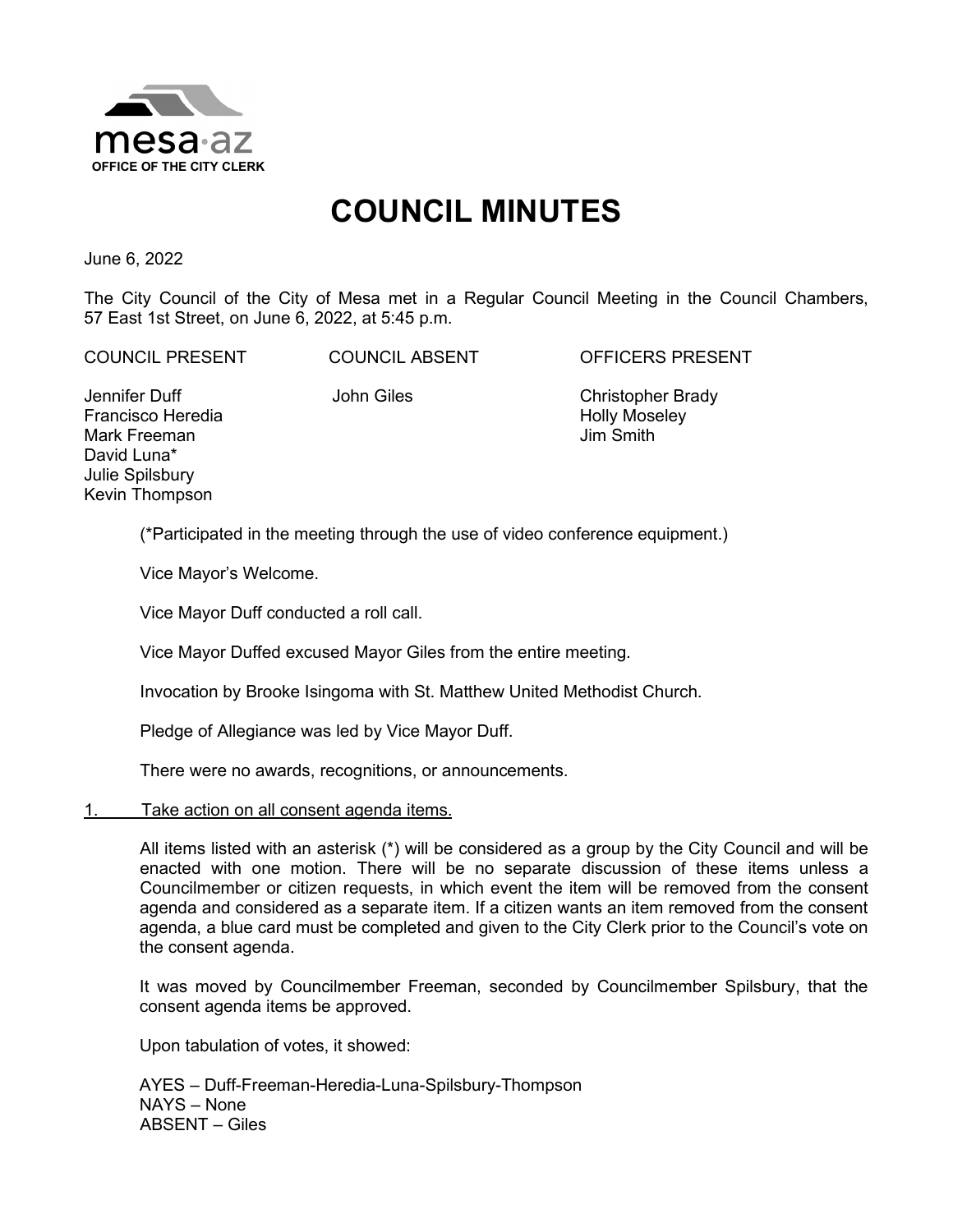mesa·az

OFFICE OF THE CITY CLERK

# COUNCIL MINUTES

June 6, 2022

The City Council of the City of Mesa met in a Regular Council Meeting in the Council Chambers, 57 East 1st Street, on June 6, 2022, at 5:45 p.m.

| COUNCIL PRESENT | COUNCIL ABSENT | OFFICERS PRESENT |
|---|---|---|
| Jennifer Duff | John Giles | Christopher Brady |
| Francisco Heredia | | Holly Moseley |
| Mark Freeman | | Jim Smith |
| David Luna* | | |
| Julie Spilsbury | | |
| Kevin Thompson | | |

(*Participated in the meeting through the use of video conference equipment.)

Vice Mayor's Welcome.

Vice Mayor Duff conducted a roll call.

Vice Mayor Duffed excused Mayor Giles from the entire meeting.

Invocation by Brooke Isingoma with St. Matthew United Methodist Church.

Pledge of Allegiance was led by Vice Mayor Duff.

There were no awards, recognitions, or announcements.

1. Take action on all consent agenda items.

All items listed with an asterisk (*) will be considered as a group by the City Council and will be enacted with one motion. There will be no separate discussion of these items unless a Councilmember or citizen requests, in which event the item will be removed from the consent agenda and considered as a separate item. If a citizen wants an item removed from the consent agenda, a blue card must be completed and given to the City Clerk prior to the Council's vote on the consent agenda.

It was moved by Councilmember Freeman, seconded by Councilmember Spilsbury, that the consent agenda items be approved.

Upon tabulation of votes, it showed:

AYES – Duff-Freeman-Heredia-Luna-Spilsbury-Thompson
NAYS – None
ABSENT – Giles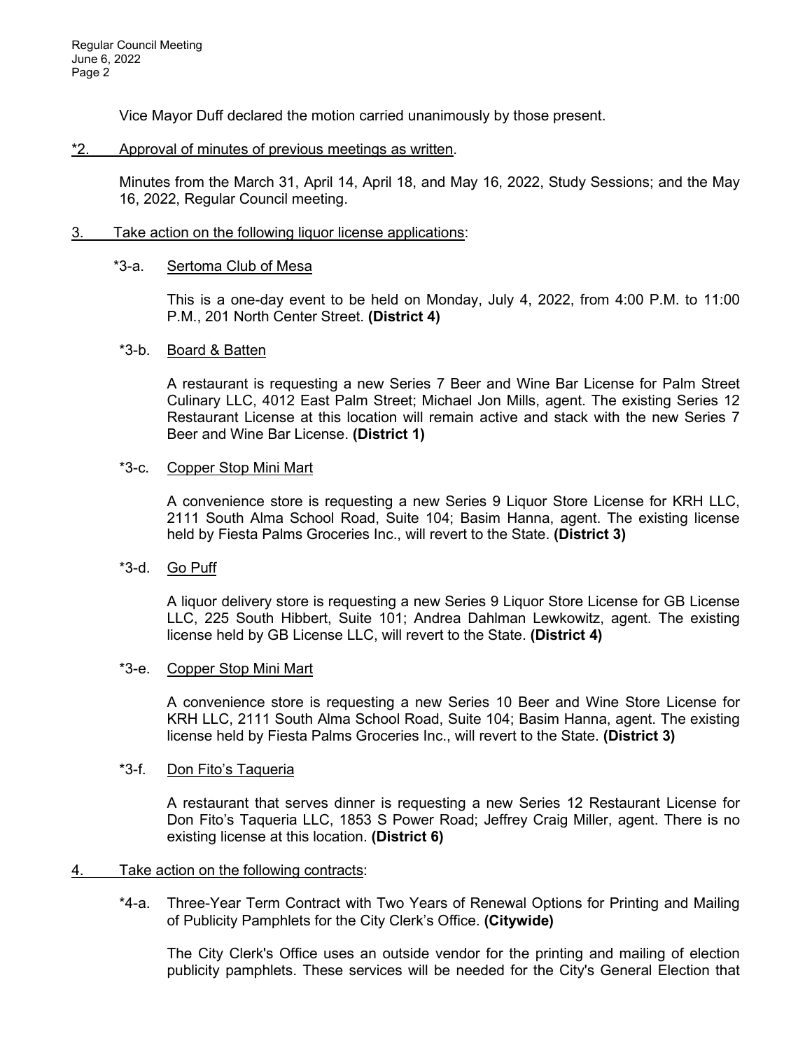Vice Mayor Duff declared the motion carried unanimously by those present.

*2. Approval of minutes of previous meetings as written.

Minutes from the March 31, April 14, April 18, and May 16, 2022, Study Sessions; and the May 16, 2022, Regular Council meeting.

3. Take action on the following liquor license applications:

*3-a. Sertoma Club of Mesa

This is a one-day event to be held on Monday, July 4, 2022, from 4:00 P.M. to 11:00 P.M., 201 North Center Street. **(District 4)**

*3-b. Board & Batten

A restaurant is requesting a new Series 7 Beer and Wine Bar License for Palm Street Culinary LLC, 4012 East Palm Street; Michael Jon Mills, agent. The existing Series 12 Restaurant License at this location will remain active and stack with the new Series 7 Beer and Wine Bar License. **(District 1)**

*3-c. Copper Stop Mini Mart

A convenience store is requesting a new Series 9 Liquor Store License for KRH LLC, 2111 South Alma School Road, Suite 104; Basim Hanna, agent. The existing license held by Fiesta Palms Groceries Inc., will revert to the State. **(District 3)**

*3-d. Go Puff

A liquor delivery store is requesting a new Series 9 Liquor Store License for GB License LLC, 225 South Hibbert, Suite 101; Andrea Dahlman Lewkowitz, agent. The existing license held by GB License LLC, will revert to the State. **(District 4)**

*3-e. Copper Stop Mini Mart

A convenience store is requesting a new Series 10 Beer and Wine Store License for KRH LLC, 2111 South Alma School Road, Suite 104; Basim Hanna, agent. The existing license held by Fiesta Palms Groceries Inc., will revert to the State. **(District 3)**

*3-f. Don Fito's Taqueria

A restaurant that serves dinner is requesting a new Series 12 Restaurant License for Don Fito's Taqueria LLC, 1853 S Power Road; Jeffrey Craig Miller, agent. There is no existing license at this location. **(District 6)**

4. Take action on the following contracts:

*4-a. Three-Year Term Contract with Two Years of Renewal Options for Printing and Mailing of Publicity Pamphlets for the City Clerk's Office. **(Citywide)**

The City Clerk's Office uses an outside vendor for the printing and mailing of election publicity pamphlets. These services will be needed for the City's General Election that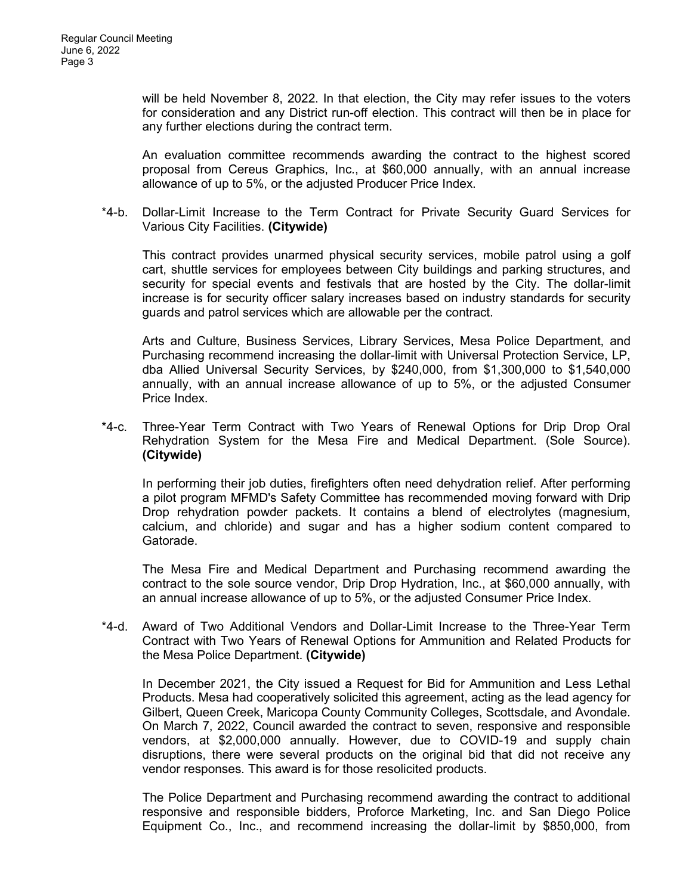will be held November 8, 2022. In that election, the City may refer issues to the voters for consideration and any District run-off election. This contract will then be in place for any further elections during the contract term.

An evaluation committee recommends awarding the contract to the highest scored proposal from Cereus Graphics, Inc., at $60,000 annually, with an annual increase allowance of up to 5%, or the adjusted Producer Price Index.

*4-b. Dollar-Limit Increase to the Term Contract for Private Security Guard Services for Various City Facilities. **(Citywide)**

This contract provides unarmed physical security services, mobile patrol using a golf cart, shuttle services for employees between City buildings and parking structures, and security for special events and festivals that are hosted by the City. The dollar-limit increase is for security officer salary increases based on industry standards for security guards and patrol services which are allowable per the contract.

Arts and Culture, Business Services, Library Services, Mesa Police Department, and Purchasing recommend increasing the dollar-limit with Universal Protection Service, LP, dba Allied Universal Security Services, by $240,000, from $1,300,000 to $1,540,000 annually, with an annual increase allowance of up to 5%, or the adjusted Consumer Price Index.

*4-c. Three-Year Term Contract with Two Years of Renewal Options for Drip Drop Oral Rehydration System for the Mesa Fire and Medical Department. (Sole Source). **(Citywide)**

In performing their job duties, firefighters often need dehydration relief. After performing a pilot program MFMD's Safety Committee has recommended moving forward with Drip Drop rehydration powder packets. It contains a blend of electrolytes (magnesium, calcium, and chloride) and sugar and has a higher sodium content compared to Gatorade.

The Mesa Fire and Medical Department and Purchasing recommend awarding the contract to the sole source vendor, Drip Drop Hydration, Inc., at $60,000 annually, with an annual increase allowance of up to 5%, or the adjusted Consumer Price Index.

*4-d. Award of Two Additional Vendors and Dollar-Limit Increase to the Three-Year Term Contract with Two Years of Renewal Options for Ammunition and Related Products for the Mesa Police Department. **(Citywide)**

In December 2021, the City issued a Request for Bid for Ammunition and Less Lethal Products. Mesa had cooperatively solicited this agreement, acting as the lead agency for Gilbert, Queen Creek, Maricopa County Community Colleges, Scottsdale, and Avondale. On March 7, 2022, Council awarded the contract to seven, responsive and responsible vendors, at $2,000,000 annually. However, due to COVID-19 and supply chain disruptions, there were several products on the original bid that did not receive any vendor responses. This award is for those resolicited products.

The Police Department and Purchasing recommend awarding the contract to additional responsive and responsible bidders, Proforce Marketing, Inc. and San Diego Police Equipment Co., Inc., and recommend increasing the dollar-limit by $850,000, from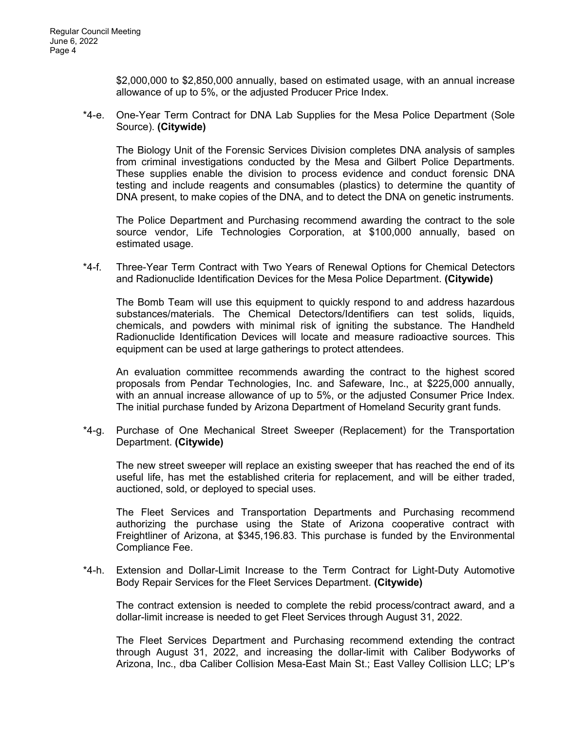$2,000,000 to $2,850,000 annually, based on estimated usage, with an annual increase allowance of up to 5%, or the adjusted Producer Price Index.

*4-e. One-Year Term Contract for DNA Lab Supplies for the Mesa Police Department (Sole Source). **(Citywide)**

The Biology Unit of the Forensic Services Division completes DNA analysis of samples from criminal investigations conducted by the Mesa and Gilbert Police Departments. These supplies enable the division to process evidence and conduct forensic DNA testing and include reagents and consumables (plastics) to determine the quantity of DNA present, to make copies of the DNA, and to detect the DNA on genetic instruments.

The Police Department and Purchasing recommend awarding the contract to the sole source vendor, Life Technologies Corporation, at $100,000 annually, based on estimated usage.

*4-f. Three-Year Term Contract with Two Years of Renewal Options for Chemical Detectors and Radionuclide Identification Devices for the Mesa Police Department. **(Citywide)**

The Bomb Team will use this equipment to quickly respond to and address hazardous substances/materials. The Chemical Detectors/Identifiers can test solids, liquids, chemicals, and powders with minimal risk of igniting the substance. The Handheld Radionuclide Identification Devices will locate and measure radioactive sources. This equipment can be used at large gatherings to protect attendees.

An evaluation committee recommends awarding the contract to the highest scored proposals from Pendar Technologies, Inc. and Safeware, Inc., at $225,000 annually, with an annual increase allowance of up to 5%, or the adjusted Consumer Price Index. The initial purchase funded by Arizona Department of Homeland Security grant funds.

*4-g. Purchase of One Mechanical Street Sweeper (Replacement) for the Transportation Department. **(Citywide)**

The new street sweeper will replace an existing sweeper that has reached the end of its useful life, has met the established criteria for replacement, and will be either traded, auctioned, sold, or deployed to special uses.

The Fleet Services and Transportation Departments and Purchasing recommend authorizing the purchase using the State of Arizona cooperative contract with Freightliner of Arizona, at $345,196.83. This purchase is funded by the Environmental Compliance Fee.

*4-h. Extension and Dollar-Limit Increase to the Term Contract for Light-Duty Automotive Body Repair Services for the Fleet Services Department. **(Citywide)**

The contract extension is needed to complete the rebid process/contract award, and a dollar-limit increase is needed to get Fleet Services through August 31, 2022.

The Fleet Services Department and Purchasing recommend extending the contract through August 31, 2022, and increasing the dollar-limit with Caliber Bodyworks of Arizona, Inc., dba Caliber Collision Mesa-East Main St.; East Valley Collision LLC; LP's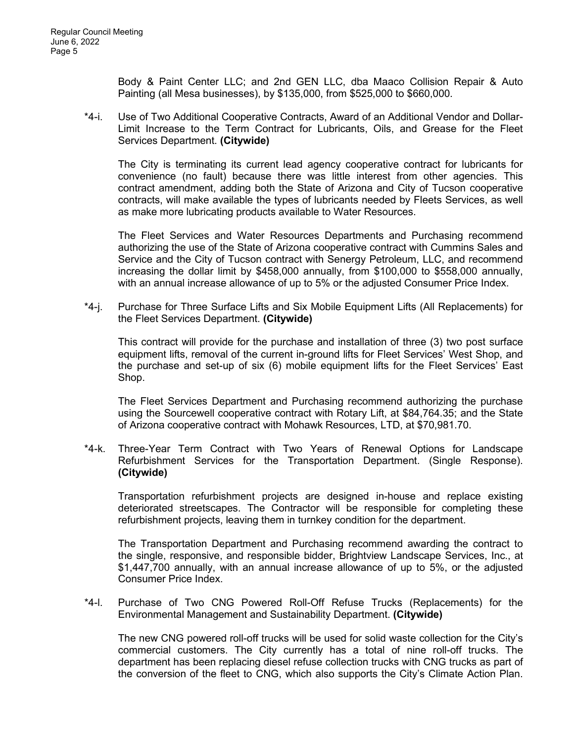Body & Paint Center LLC; and 2nd GEN LLC, dba Maaco Collision Repair & Auto Painting (all Mesa businesses), by $135,000, from $525,000 to $660,000.

*4-i. Use of Two Additional Cooperative Contracts, Award of an Additional Vendor and Dollar-Limit Increase to the Term Contract for Lubricants, Oils, and Grease for the Fleet Services Department. **(Citywide)**

The City is terminating its current lead agency cooperative contract for lubricants for convenience (no fault) because there was little interest from other agencies. This contract amendment, adding both the State of Arizona and City of Tucson cooperative contracts, will make available the types of lubricants needed by Fleets Services, as well as make more lubricating products available to Water Resources.

The Fleet Services and Water Resources Departments and Purchasing recommend authorizing the use of the State of Arizona cooperative contract with Cummins Sales and Service and the City of Tucson contract with Senergy Petroleum, LLC, and recommend increasing the dollar limit by $458,000 annually, from $100,000 to $558,000 annually, with an annual increase allowance of up to 5% or the adjusted Consumer Price Index.

*4-j. Purchase for Three Surface Lifts and Six Mobile Equipment Lifts (All Replacements) for the Fleet Services Department. **(Citywide)**

This contract will provide for the purchase and installation of three (3) two post surface equipment lifts, removal of the current in-ground lifts for Fleet Services' West Shop, and the purchase and set-up of six (6) mobile equipment lifts for the Fleet Services' East Shop.

The Fleet Services Department and Purchasing recommend authorizing the purchase using the Sourcewell cooperative contract with Rotary Lift, at $84,764.35; and the State of Arizona cooperative contract with Mohawk Resources, LTD, at $70,981.70.

*4-k. Three-Year Term Contract with Two Years of Renewal Options for Landscape Refurbishment Services for the Transportation Department. (Single Response). **(Citywide)**

Transportation refurbishment projects are designed in-house and replace existing deteriorated streetscapes. The Contractor will be responsible for completing these refurbishment projects, leaving them in turnkey condition for the department.

The Transportation Department and Purchasing recommend awarding the contract to the single, responsive, and responsible bidder, Brightview Landscape Services, Inc., at $1,447,700 annually, with an annual increase allowance of up to 5%, or the adjusted Consumer Price Index.

*4-l. Purchase of Two CNG Powered Roll-Off Refuse Trucks (Replacements) for the Environmental Management and Sustainability Department. **(Citywide)**

The new CNG powered roll-off trucks will be used for solid waste collection for the City's commercial customers. The City currently has a total of nine roll-off trucks. The department has been replacing diesel refuse collection trucks with CNG trucks as part of the conversion of the fleet to CNG, which also supports the City's Climate Action Plan.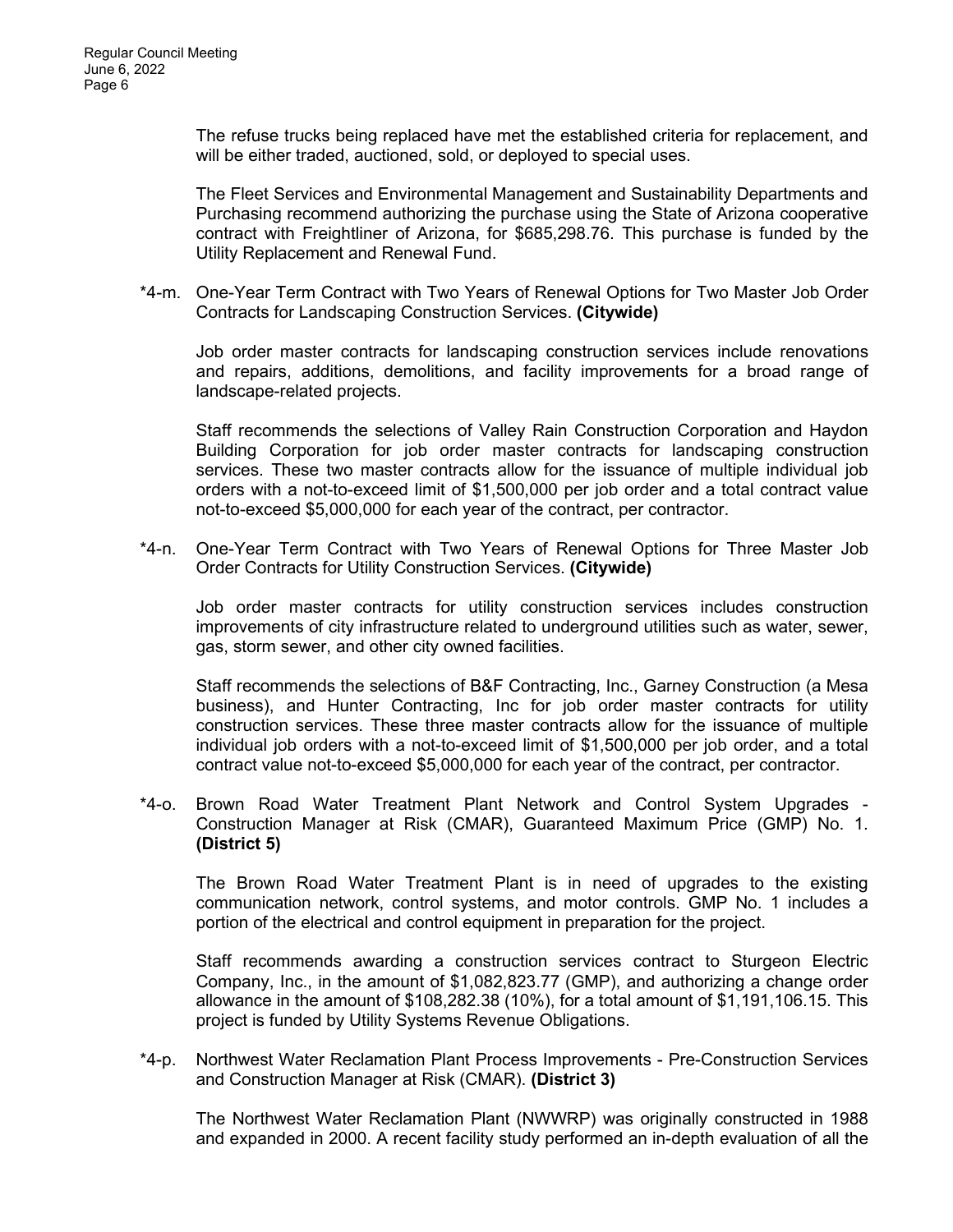The refuse trucks being replaced have met the established criteria for replacement, and will be either traded, auctioned, sold, or deployed to special uses.

The Fleet Services and Environmental Management and Sustainability Departments and Purchasing recommend authorizing the purchase using the State of Arizona cooperative contract with Freightliner of Arizona, for $685,298.76. This purchase is funded by the Utility Replacement and Renewal Fund.

*4-m. One-Year Term Contract with Two Years of Renewal Options for Two Master Job Order Contracts for Landscaping Construction Services. **(Citywide)**

Job order master contracts for landscaping construction services include renovations and repairs, additions, demolitions, and facility improvements for a broad range of landscape-related projects.

Staff recommends the selections of Valley Rain Construction Corporation and Haydon Building Corporation for job order master contracts for landscaping construction services. These two master contracts allow for the issuance of multiple individual job orders with a not-to-exceed limit of $1,500,000 per job order and a total contract value not-to-exceed $5,000,000 for each year of the contract, per contractor.

*4-n. One-Year Term Contract with Two Years of Renewal Options for Three Master Job Order Contracts for Utility Construction Services. **(Citywide)**

Job order master contracts for utility construction services includes construction improvements of city infrastructure related to underground utilities such as water, sewer, gas, storm sewer, and other city owned facilities.

Staff recommends the selections of B&F Contracting, Inc., Garney Construction (a Mesa business), and Hunter Contracting, Inc for job order master contracts for utility construction services. These three master contracts allow for the issuance of multiple individual job orders with a not-to-exceed limit of $1,500,000 per job order, and a total contract value not-to-exceed $5,000,000 for each year of the contract, per contractor.

*4-o. Brown Road Water Treatment Plant Network and Control System Upgrades - Construction Manager at Risk (CMAR), Guaranteed Maximum Price (GMP) No. 1. **(District 5)**

The Brown Road Water Treatment Plant is in need of upgrades to the existing communication network, control systems, and motor controls. GMP No. 1 includes a portion of the electrical and control equipment in preparation for the project.

Staff recommends awarding a construction services contract to Sturgeon Electric Company, Inc., in the amount of $1,082,823.77 (GMP), and authorizing a change order allowance in the amount of $108,282.38 (10%), for a total amount of $1,191,106.15. This project is funded by Utility Systems Revenue Obligations.

*4-p. Northwest Water Reclamation Plant Process Improvements - Pre-Construction Services and Construction Manager at Risk (CMAR). **(District 3)**

The Northwest Water Reclamation Plant (NWWRP) was originally constructed in 1988 and expanded in 2000. A recent facility study performed an in-depth evaluation of all the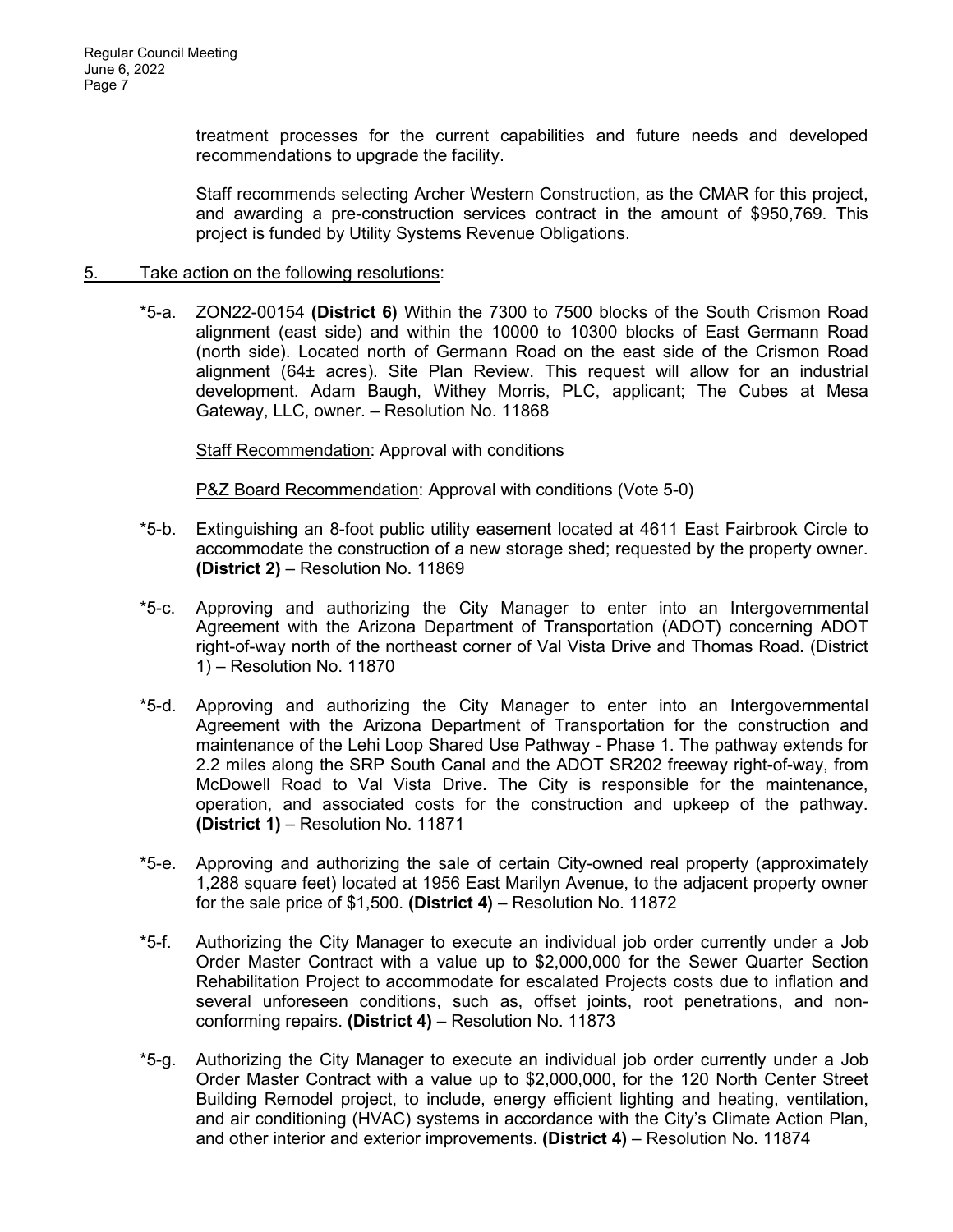treatment processes for the current capabilities and future needs and developed recommendations to upgrade the facility.

Staff recommends selecting Archer Western Construction, as the CMAR for this project, and awarding a pre-construction services contract in the amount of $950,769. This project is funded by Utility Systems Revenue Obligations.

5. Take action on the following resolutions:

*5-a. ZON22-00154 **(District 6)** Within the 7300 to 7500 blocks of the South Crismon Road alignment (east side) and within the 10000 to 10300 blocks of East Germann Road (north side). Located north of Germann Road on the east side of the Crismon Road alignment (64± acres). Site Plan Review. This request will allow for an industrial development. Adam Baugh, Withey Morris, PLC, applicant; The Cubes at Mesa Gateway, LLC, owner. – Resolution No. 11868

Staff Recommendation: Approval with conditions

P&Z Board Recommendation: Approval with conditions (Vote 5-0)

*5-b. Extinguishing an 8-foot public utility easement located at 4611 East Fairbrook Circle to accommodate the construction of a new storage shed; requested by the property owner. **(District 2)** – Resolution No. 11869

*5-c. Approving and authorizing the City Manager to enter into an Intergovernmental Agreement with the Arizona Department of Transportation (ADOT) concerning ADOT right-of-way north of the northeast corner of Val Vista Drive and Thomas Road. (District 1) – Resolution No. 11870

*5-d. Approving and authorizing the City Manager to enter into an Intergovernmental Agreement with the Arizona Department of Transportation for the construction and maintenance of the Lehi Loop Shared Use Pathway - Phase 1. The pathway extends for 2.2 miles along the SRP South Canal and the ADOT SR202 freeway right-of-way, from McDowell Road to Val Vista Drive. The City is responsible for the maintenance, operation, and associated costs for the construction and upkeep of the pathway. **(District 1)** – Resolution No. 11871

*5-e. Approving and authorizing the sale of certain City-owned real property (approximately 1,288 square feet) located at 1956 East Marilyn Avenue, to the adjacent property owner for the sale price of $1,500. **(District 4)** – Resolution No. 11872

*5-f. Authorizing the City Manager to execute an individual job order currently under a Job Order Master Contract with a value up to $2,000,000 for the Sewer Quarter Section Rehabilitation Project to accommodate for escalated Projects costs due to inflation and several unforeseen conditions, such as, offset joints, root penetrations, and non-conforming repairs. **(District 4)** – Resolution No. 11873

*5-g. Authorizing the City Manager to execute an individual job order currently under a Job Order Master Contract with a value up to $2,000,000, for the 120 North Center Street Building Remodel project, to include, energy efficient lighting and heating, ventilation, and air conditioning (HVAC) systems in accordance with the City's Climate Action Plan, and other interior and exterior improvements. **(District 4)** – Resolution No. 11874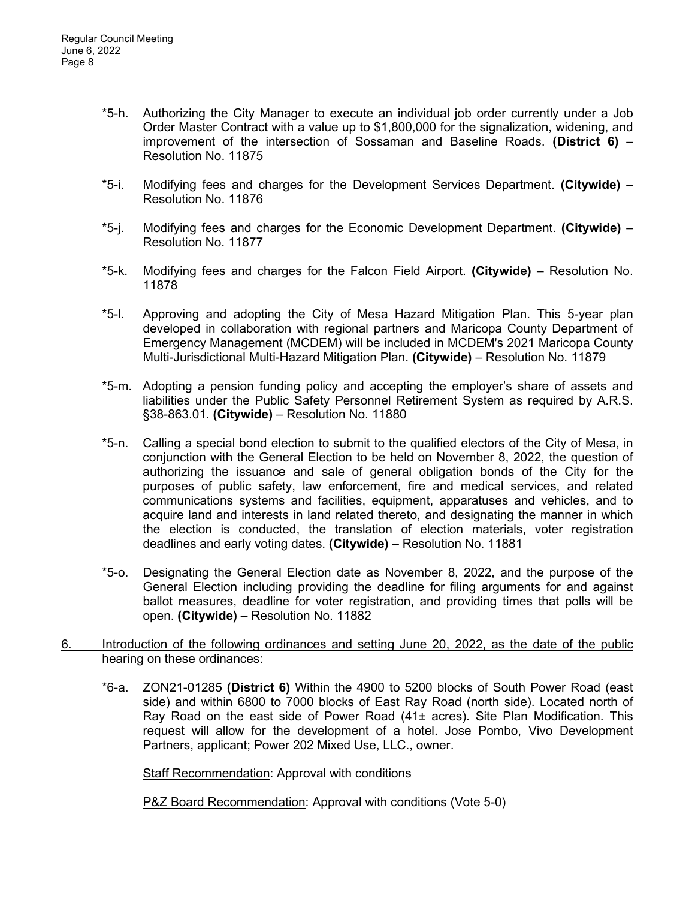*5-h. Authorizing the City Manager to execute an individual job order currently under a Job Order Master Contract with a value up to $1,800,000 for the signalization, widening, and improvement of the intersection of Sossaman and Baseline Roads. **(District 6)** – Resolution No. 11875

*5-i. Modifying fees and charges for the Development Services Department. **(Citywide)** – Resolution No. 11876

*5-j. Modifying fees and charges for the Economic Development Department. **(Citywide)** – Resolution No. 11877

*5-k. Modifying fees and charges for the Falcon Field Airport. **(Citywide)** – Resolution No. 11878

*5-l. Approving and adopting the City of Mesa Hazard Mitigation Plan. This 5-year plan developed in collaboration with regional partners and Maricopa County Department of Emergency Management (MCDEM) will be included in MCDEM's 2021 Maricopa County Multi-Jurisdictional Multi-Hazard Mitigation Plan. **(Citywide)** – Resolution No. 11879

*5-m. Adopting a pension funding policy and accepting the employer's share of assets and liabilities under the Public Safety Personnel Retirement System as required by A.R.S. §38-863.01. **(Citywide)** – Resolution No. 11880

*5-n. Calling a special bond election to submit to the qualified electors of the City of Mesa, in conjunction with the General Election to be held on November 8, 2022, the question of authorizing the issuance and sale of general obligation bonds of the City for the purposes of public safety, law enforcement, fire and medical services, and related communications systems and facilities, equipment, apparatuses and vehicles, and to acquire land and interests in land related thereto, and designating the manner in which the election is conducted, the translation of election materials, voter registration deadlines and early voting dates. **(Citywide)** – Resolution No. 11881

*5-o. Designating the General Election date as November 8, 2022, and the purpose of the General Election including providing the deadline for filing arguments for and against ballot measures, deadline for voter registration, and providing times that polls will be open. **(Citywide)** – Resolution No. 11882

6. <u>Introduction of the following ordinances and setting June 20, 2022, as the date of the public hearing on these ordinances</u>:

*6-a. ZON21-01285 **(District 6)** Within the 4900 to 5200 blocks of South Power Road (east side) and within 6800 to 7000 blocks of East Ray Road (north side). Located north of Ray Road on the east side of Power Road (41± acres). Site Plan Modification. This request will allow for the development of a hotel. Jose Pombo, Vivo Development Partners, applicant; Power 202 Mixed Use, LLC., owner.

<u>Staff Recommendation</u>: Approval with conditions

<u>P&Z Board Recommendation</u>: Approval with conditions (Vote 5-0)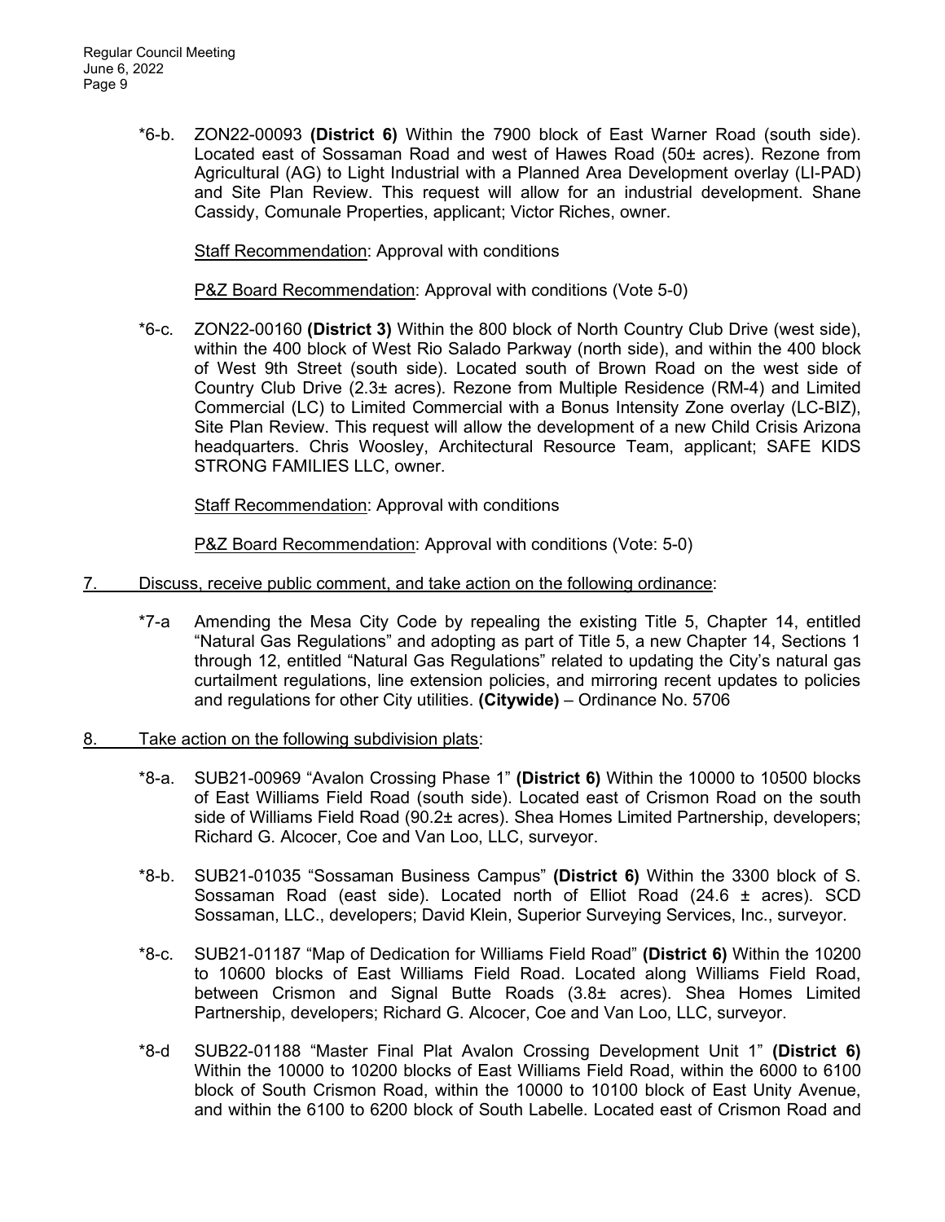*6-b. ZON22-00093 **(District 6)** Within the 7900 block of East Warner Road (south side). Located east of Sossaman Road and west of Hawes Road (50± acres). Rezone from Agricultural (AG) to Light Industrial with a Planned Area Development overlay (LI-PAD) and Site Plan Review. This request will allow for an industrial development. Shane Cassidy, Comunale Properties, applicant; Victor Riches, owner.

<u>Staff Recommendation</u>: Approval with conditions

<u>P&Z Board Recommendation</u>: Approval with conditions (Vote 5-0)

*6-c. ZON22-00160 **(District 3)** Within the 800 block of North Country Club Drive (west side), within the 400 block of West Rio Salado Parkway (north side), and within the 400 block of West 9th Street (south side). Located south of Brown Road on the west side of Country Club Drive (2.3± acres). Rezone from Multiple Residence (RM-4) and Limited Commercial (LC) to Limited Commercial with a Bonus Intensity Zone overlay (LC-BIZ), Site Plan Review. This request will allow the development of a new Child Crisis Arizona headquarters. Chris Woosley, Architectural Resource Team, applicant; SAFE KIDS STRONG FAMILIES LLC, owner.

<u>Staff Recommendation</u>: Approval with conditions

<u>P&Z Board Recommendation</u>: Approval with conditions (Vote: 5-0)

7. <u>Discuss, receive public comment, and take action on the following ordinance</u>:

*7-a Amending the Mesa City Code by repealing the existing Title 5, Chapter 14, entitled "Natural Gas Regulations" and adopting as part of Title 5, a new Chapter 14, Sections 1 through 12, entitled "Natural Gas Regulations" related to updating the City's natural gas curtailment regulations, line extension policies, and mirroring recent updates to policies and regulations for other City utilities. **(Citywide)** – Ordinance No. 5706

8. <u>Take action on the following subdivision plats</u>:

*8-a. SUB21-00969 "Avalon Crossing Phase 1" **(District 6)** Within the 10000 to 10500 blocks of East Williams Field Road (south side). Located east of Crismon Road on the south side of Williams Field Road (90.2± acres). Shea Homes Limited Partnership, developers; Richard G. Alcocer, Coe and Van Loo, LLC, surveyor.

*8-b. SUB21-01035 "Sossaman Business Campus" **(District 6)** Within the 3300 block of S. Sossaman Road (east side). Located north of Elliot Road (24.6 ± acres). SCD Sossaman, LLC., developers; David Klein, Superior Surveying Services, Inc., surveyor.

*8-c. SUB21-01187 "Map of Dedication for Williams Field Road" **(District 6)** Within the 10200 to 10600 blocks of East Williams Field Road. Located along Williams Field Road, between Crismon and Signal Butte Roads (3.8± acres). Shea Homes Limited Partnership, developers; Richard G. Alcocer, Coe and Van Loo, LLC, surveyor.

*8-d SUB22-01188 "Master Final Plat Avalon Crossing Development Unit 1" **(District 6)** Within the 10000 to 10200 blocks of East Williams Field Road, within the 6000 to 6100 block of South Crismon Road, within the 10000 to 10100 block of East Unity Avenue, and within the 6100 to 6200 block of South Labelle. Located east of Crismon Road and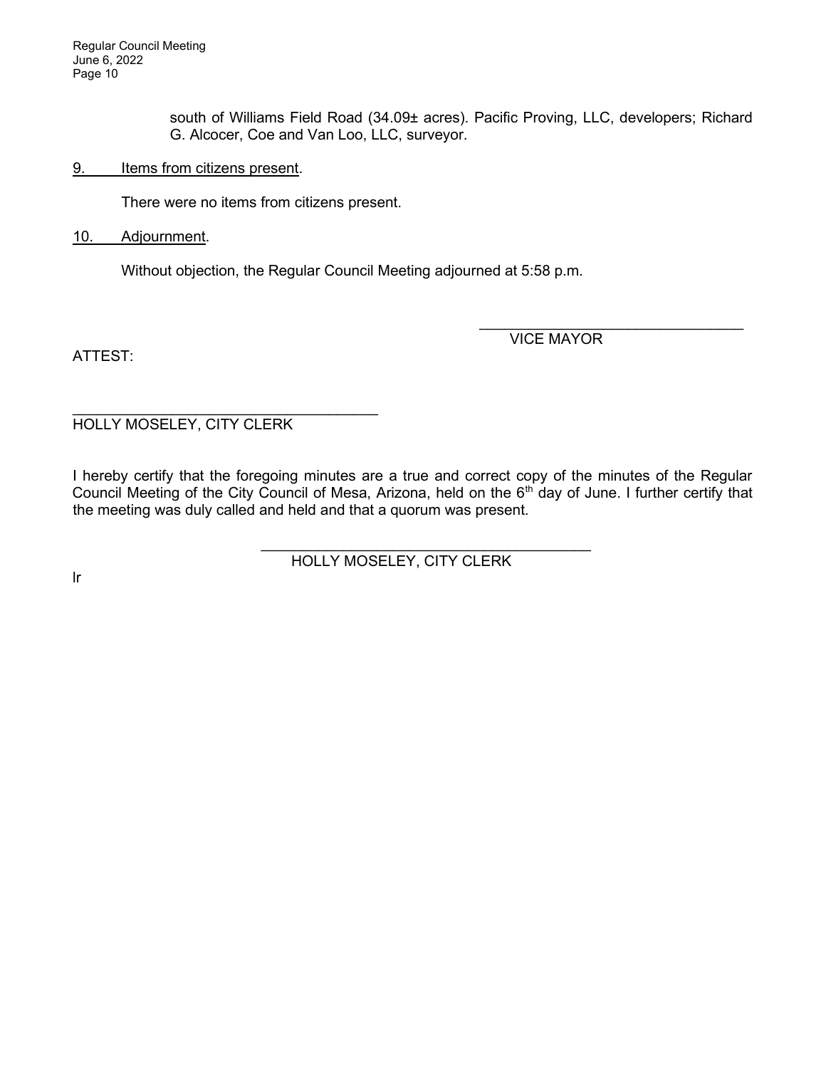south of Williams Field Road (34.09± acres). Pacific Proving, LLC, developers; Richard G. Alcocer, Coe and Van Loo, LLC, surveyor.

9. Items from citizens present.

There were no items from citizens present.

10. Adjournment.

Without objection, the Regular Council Meeting adjourned at 5:58 p.m.

\_\_\_\_\_\_\_\_\_\_\_\_\_\_\_\_\_\_\_\_\_\_\_\_\_\_\_\_\_\_\_\_

VICE MAYOR

ATTEST:

\_\_\_\_\_\_\_\_\_\_\_\_\_\_\_\_\_\_\_\_\_\_\_\_\_\_\_\_\_\_\_\_\_\_\_\_\_

HOLLY MOSELEY, CITY CLERK

I hereby certify that the foregoing minutes are a true and correct copy of the minutes of the Regular Council Meeting of the City Council of Mesa, Arizona, held on the 6th day of June. I further certify that the meeting was duly called and held and that a quorum was present.

\_\_\_\_\_\_\_\_\_\_\_\_\_\_\_\_\_\_\_\_\_\_\_\_\_\_\_\_\_\_\_\_\_\_\_\_\_\_\_\_

HOLLY MOSELEY, CITY CLERK

lr